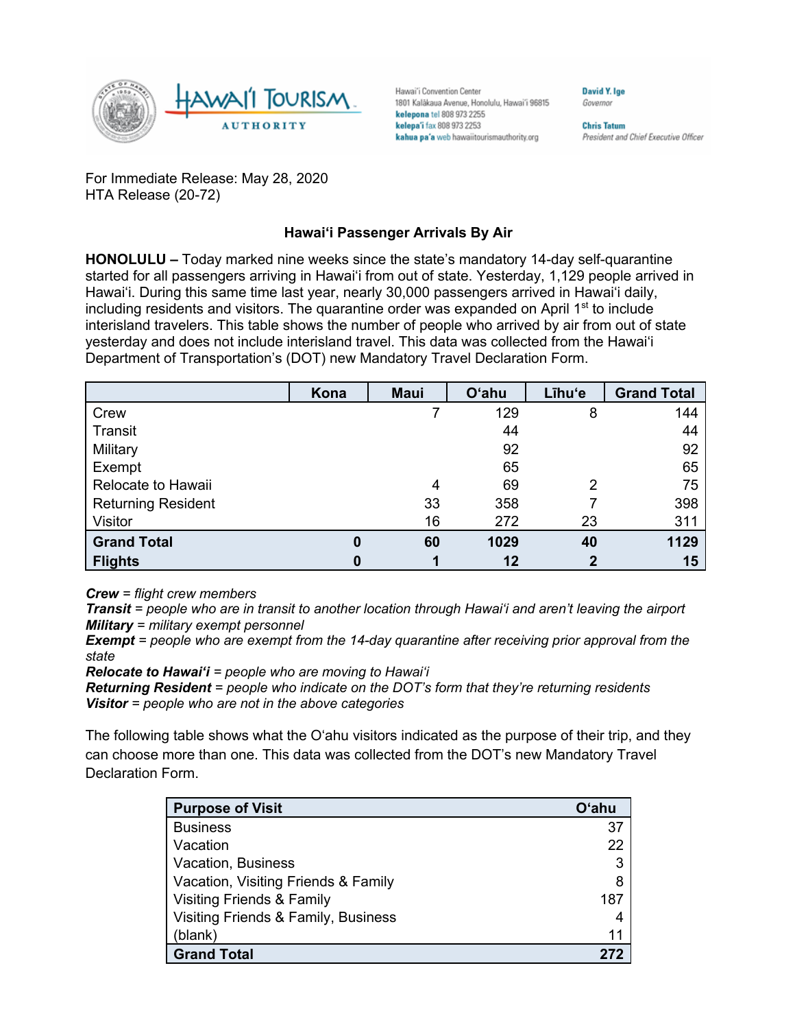Hawai'i Convention Center
1801 Kalākaua Avenue, Honolulu, Hawai'i 96815
**kelepona** tel 808 973 2255
**kelepa'i** fax 808 973 2253
**kahua pa'a** web hawaiitourismauthority.org

**David Y. Ige**
*Governor*

**Chris Tatum**
*President and Chief Executive Officer*

For Immediate Release: May 28, 2020
HTA Release (20-72)

**Hawaiʻi Passenger Arrivals By Air**

**HONOLULU –** Today marked nine weeks since the state's mandatory 14-day self-quarantine started for all passengers arriving in Hawaiʻi from out of state. Yesterday, 1,129 people arrived in Hawaiʻi. During this same time last year, nearly 30,000 passengers arrived in Hawaiʻi daily, including residents and visitors. The quarantine order was expanded on April 1st to include interisland travelers. This table shows the number of people who arrived by air from out of state yesterday and does not include interisland travel. This data was collected from the Hawaiʻi Department of Transportation's (DOT) new Mandatory Travel Declaration Form.

| | Kona | Maui | Oʻahu | Līhuʻe | Grand Total |
|---|---|---|---|---|---|
| Crew | | 7 | 129 | 8 | 144 |
| Transit | | | 44 | | 44 |
| Military | | | 92 | | 92 |
| Exempt | | | 65 | | 65 |
| Relocate to Hawaii | | 4 | 69 | 2 | 75 |
| Returning Resident | | 33 | 358 | 7 | 398 |
| Visitor | | 16 | 272 | 23 | 311 |
| **Grand Total** | **0** | **60** | **1029** | **40** | **1129** |
| **Flights** | **0** | **1** | **12** | **2** | **15** |

***Crew*** *= flight crew members*
***Transit*** *= people who are in transit to another location through Hawaiʻi and aren't leaving the airport*
***Military*** *= military exempt personnel*
***Exempt*** *= people who are exempt from the 14-day quarantine after receiving prior approval from the state*
***Relocate to Hawaiʻi*** *= people who are moving to Hawaiʻi*
***Returning Resident*** *= people who indicate on the DOT's form that they're returning residents*
***Visitor*** *= people who are not in the above categories*

The following table shows what the Oʻahu visitors indicated as the purpose of their trip, and they can choose more than one. This data was collected from the DOT's new Mandatory Travel Declaration Form.

| Purpose of Visit | Oʻahu |
|---|---|
| Business | 37 |
| Vacation | 22 |
| Vacation, Business | 3 |
| Vacation, Visiting Friends & Family | 8 |
| Visiting Friends & Family | 187 |
| Visiting Friends & Family, Business | 4 |
| (blank) | 11 |
| **Grand Total** | **272** |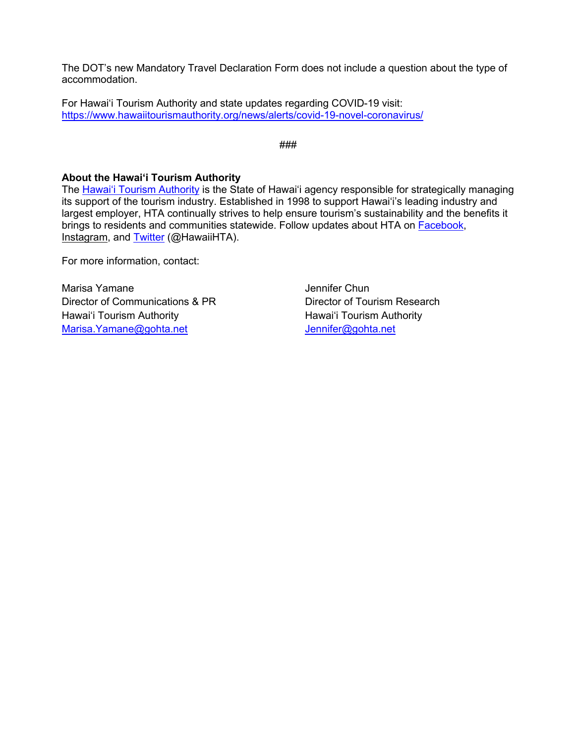The DOT's new Mandatory Travel Declaration Form does not include a question about the type of accommodation.

For Hawai'i Tourism Authority and state updates regarding COVID-19 visit: https://www.hawaiitourismauthority.org/news/alerts/covid-19-novel-coronavirus/

###

**About the Hawai'i Tourism Authority**

The Hawai'i Tourism Authority is the State of Hawai'i agency responsible for strategically managing its support of the tourism industry. Established in 1998 to support Hawai'i's leading industry and largest employer, HTA continually strives to help ensure tourism's sustainability and the benefits it brings to residents and communities statewide. Follow updates about HTA on Facebook, Instagram, and Twitter (@HawaiiHTA).

For more information, contact:

Marisa Yamane
Director of Communications & PR
Hawai'i Tourism Authority
Marisa.Yamane@gohta.net

Jennifer Chun
Director of Tourism Research
Hawai'i Tourism Authority
Jennifer@gohta.net